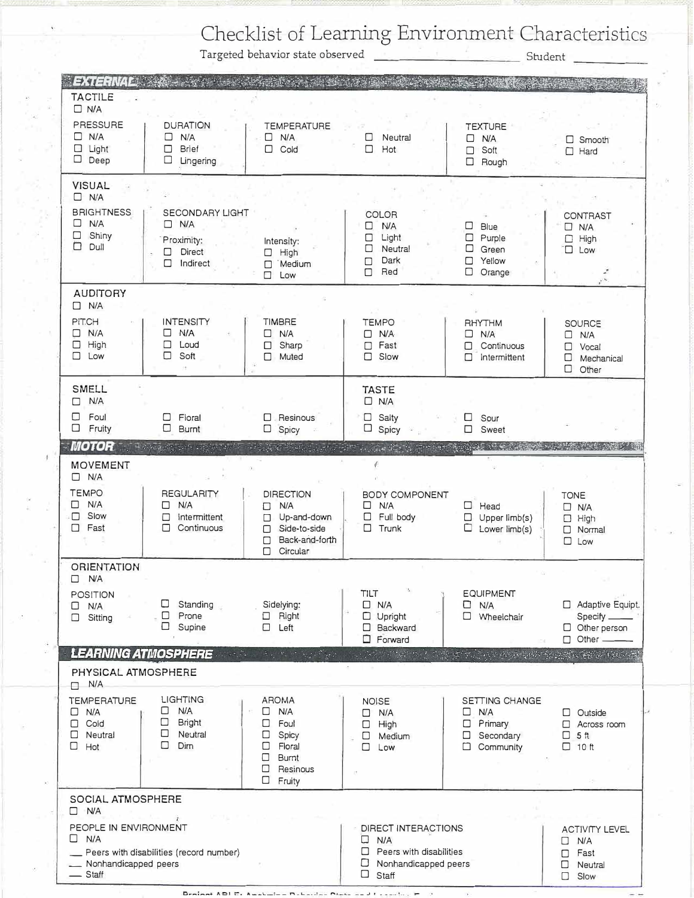# Checklist of Learning Environment Characteristics

Targeted behavior state observed ____________________ Student ____________

## EXTERNAL

### TACTILE
☐ N/A

| PRESSURE | DURATION | TEMPERATURE | | TEXTURE | |
|---|---|---|---|---|---|
| ☐ N/A | ☐ N/A | ☐ N/A | ☐ Neutral | ☐ N/A | ☐ Smooth |
| ☐ Light | ☐ Brief | ☐ Cold | ☐ Hot | ☐ Soft | ☐ Hard |
| ☐ Deep | ☐ Lingering | | | ☐ Rough | |

### VISUAL
☐ N/A

| BRIGHTNESS | SECONDARY LIGHT | | COLOR | | CONTRAST |
|---|---|---|---|---|---|
| ☐ N/A | ☐ N/A | | ☐ N/A | ☐ Blue | ☐ N/A |
| ☐ Shiny | Proximity: | Intensity: | ☐ Light | ☐ Purple | ☐ High |
| ☐ Dull | ☐ Direct | ☐ High | ☐ Neutral | ☐ Green | ☐ Low |
| | ☐ Indirect | ☐ Medium | ☐ Dark | ☐ Yellow | |
| | | ☐ Low | ☐ Red | ☐ Orange | |

### AUDITORY
☐ N/A

| PITCH | INTENSITY | TIMBRE | TEMPO | RHYTHM | SOURCE |
|---|---|---|---|---|---|
| ☐ N/A | ☐ N/A | ☐ N/A | ☐ N/A | ☐ N/A | ☐ N/A |
| ☐ High | ☐ Loud | ☐ Sharp | ☐ Fast | ☐ Continuous | ☐ Vocal |
| ☐ Low | ☐ Soft | ☐ Muted | ☐ Slow | ☐ Intermittent | ☐ Mechanical |
| | | | | | ☐ Other |

### SMELL
☐ N/A

| | | |
|---|---|---|
| ☐ Foul | ☐ Floral | ☐ Resinous |
| ☐ Fruity | ☐ Burnt | ☐ Spicy |

### TASTE
☐ N/A

| | |
|---|---|
| ☐ Salty | ☐ Sour |
| ☐ Spicy | ☐ Sweet |

## MOTOR

### MOVEMENT
☐ N/A

| TEMPO | REGULARITY | DIRECTION | BODY COMPONENT | | TONE |
|---|---|---|---|---|---|
| ☐ N/A | ☐ N/A | ☐ N/A | ☐ N/A | ☐ Head | ☐ N/A |
| ☐ Slow | ☐ Intermittent | ☐ Up-and-down | ☐ Full body | ☐ Upper limb(s) | ☐ High |
| ☐ Fast | ☐ Continuous | ☐ Side-to-side | ☐ Trunk | ☐ Lower limb(s) | ☐ Normal |
| | | ☐ Back-and-forth | | | ☐ Low |
| | | ☐ Circular | | | |

### ORIENTATION
☐ N/A

| POSITION | | | TILT | EQUIPMENT | |
|---|---|---|---|---|---|
| ☐ N/A | ☐ Standing | Sidelying: | ☐ N/A | ☐ N/A | ☐ Adaptive Equipt. Specify ____ |
| ☐ Sitting | ☐ Prone | ☐ Right | ☐ Upright | ☐ Wheelchair | ☐ Other person |
| | ☐ Supine | ☐ Left | ☐ Backward | | ☐ Other ____ |
| | | | ☐ Forward | | |

## LEARNING ATMOSPHERE

### PHYSICAL ATMOSPHERE
☐ N/A

| TEMPERATURE | LIGHTING | AROMA | NOISE | SETTING CHANGE | |
|---|---|---|---|---|---|
| ☐ N/A | ☐ N/A | ☐ N/A | ☐ N/A | ☐ N/A | ☐ Outside |
| ☐ Cold | ☐ Bright | ☐ Foul | ☐ High | ☐ Primary | ☐ Across room |
| ☐ Neutral | ☐ Neutral | ☐ Spicy | ☐ Medium | ☐ Secondary | ☐ 5 ft |
| ☐ Hot | ☐ Dim | ☐ Floral | ☐ Low | ☐ Community | ☐ 10 ft |
| | | ☐ Burnt | | | |
| | | ☐ Resinous | | | |
| | | ☐ Fruity | | | |

### SOCIAL ATMOSPHERE
☐ N/A

| PEOPLE IN ENVIRONMENT | DIRECT INTERACTIONS | ACTIVITY LEVEL |
|---|---|---|
| ☐ N/A | ☐ N/A | ☐ N/A |
| __ Peers with disabilities (record number) | ☐ Peers with disabilities | ☐ Fast |
| __ Nonhandicapped peers | ☐ Nonhandicapped peers | ☐ Neutral |
| __ Staff | ☐ Staff | ☐ Slow |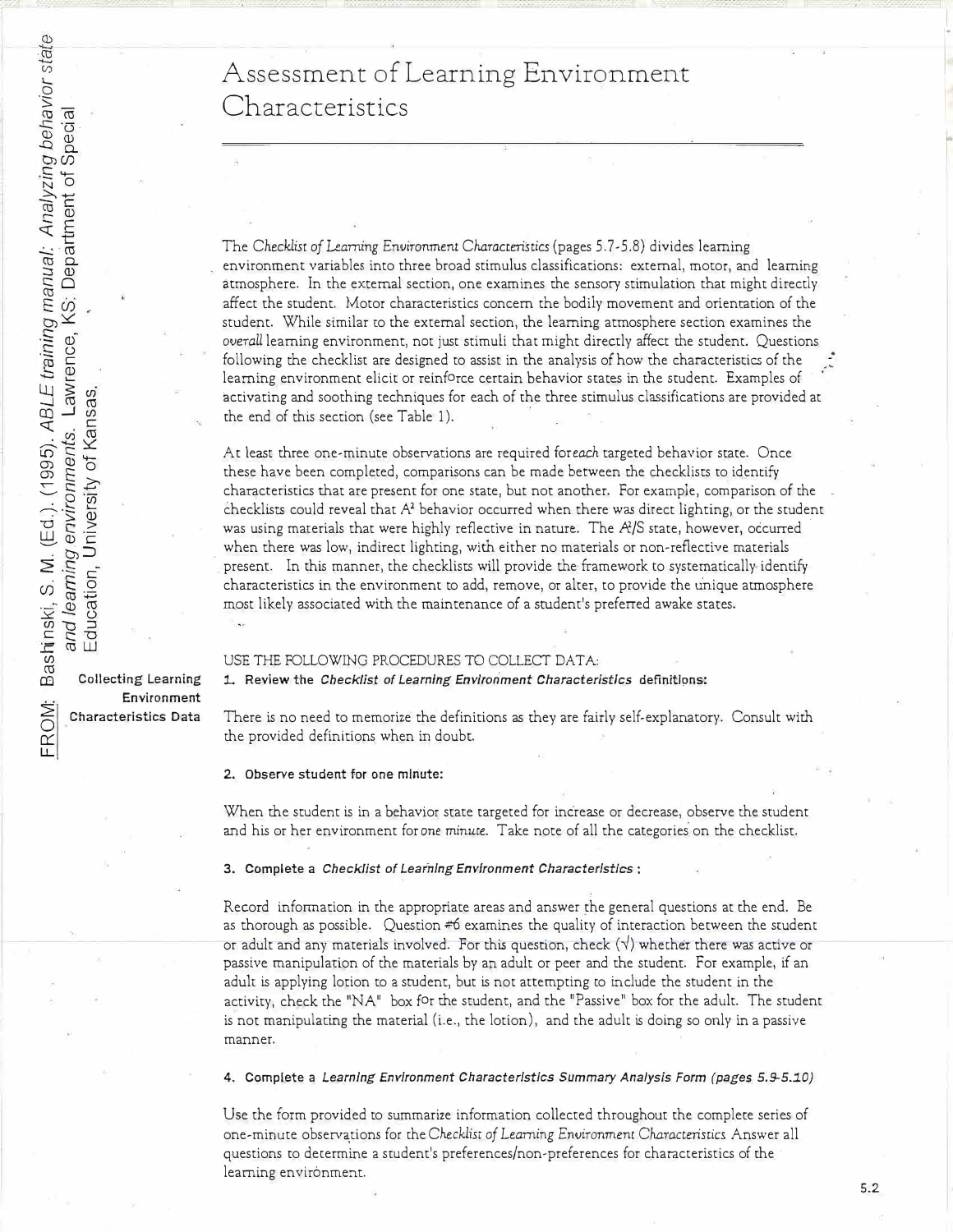FROM: Bashinski, S. M. (Ed.). (1995). *ABLE training manual: Analyzing behavior state and learning environments.* Lawrence, KS: Department of Special Education, University of Kansas.

# Assessment of Learning Environment Characteristics

The *Checklist of Learning Environment Characteristics* (pages 5.7-5.8) divides learning environment variables into three broad stimulus classifications: external, motor, and learning atmosphere. In the external section, one examines the sensory stimulation that might directly affect the student. Motor characteristics concern the bodily movement and orientation of the student. While similar to the external section, the learning atmosphere section examines the *overall* learning environment, not just stimuli that might directly affect the student. Questions following the checklist are designed to assist in the analysis of how the characteristics of the learning environment elicit or reinforce certain behavior states in the student. Examples of activating and soothing techniques for each of the three stimulus classifications are provided at the end of this section (see Table 1).

At least three one-minute observations are required for *each* targeted behavior state. Once these have been completed, comparisons can be made between the checklists to identify characteristics that are present for one state, but not another. For example, comparison of the checklists could reveal that $A^2$ behavior occurred when there was direct lighting, or the student was using materials that were highly reflective in nature. The $A^2$/S state, however, occurred when there was low, indirect lighting, with either no materials or non-reflective materials present. In this manner, the checklists will provide the framework to systematically identify characteristics in the environment to add, remove, or alter, to provide the unique atmosphere most likely associated with the maintenance of a student's preferred awake states.

## Collecting Learning Environment Characteristics Data

USE THE FOLLOWING PROCEDURES TO COLLECT DATA:

**1. Review the *Checklist of Learning Environment Characteristics* definitions:**

There is no need to memorize the definitions as they are fairly self-explanatory. Consult with the provided definitions when in doubt.

**2. Observe student for one minute:**

When the student is in a behavior state targeted for increase or decrease, observe the student and his or her environment for *one minute*. Take note of all the categories on the checklist.

**3. Complete a *Checklist of Learning Environment Characteristics*:**

Record information in the appropriate areas and answer the general questions at the end. Be as thorough as possible. Question #6 examines the quality of interaction between the student or adult and any materials involved. For this question, check (√) whether there was active or passive manipulation of the materials by an adult or peer and the student. For example, if an adult is applying lotion to a student, but is not attempting to include the student in the activity, check the "NA" box for the student, and the "Passive" box for the adult. The student is not manipulating the material (i.e., the lotion), and the adult is doing so only in a passive manner.

**4. Complete a *Learning Environment Characteristics Summary Analysis Form (pages 5.9-5.10)***

Use the form provided to summarize information collected throughout the complete series of one-minute observations for the *Checklist of Learning Environment Characteristics*. Answer all questions to determine a student's preferences/non-preferences for characteristics of the learning environment.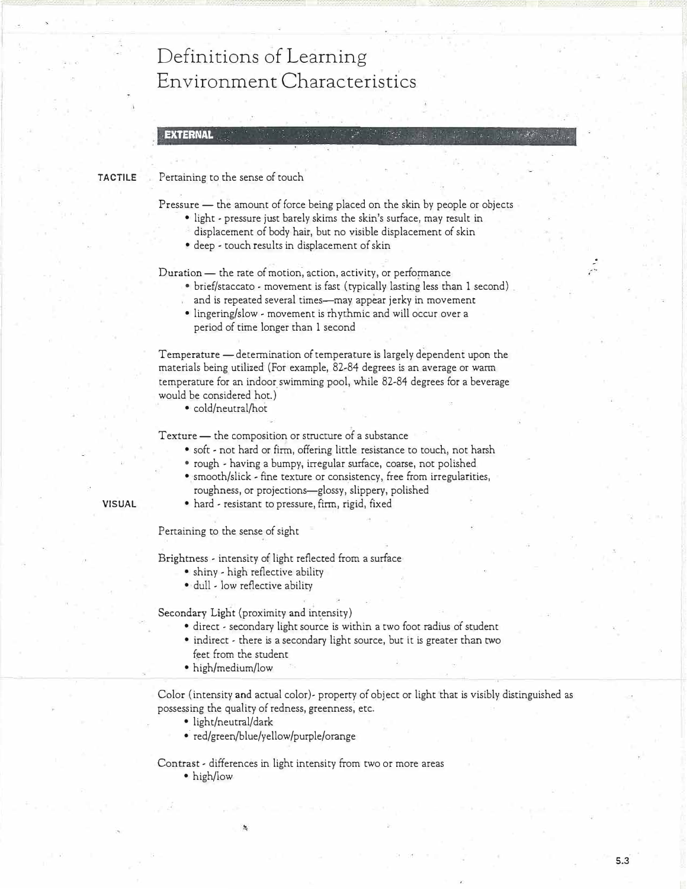# Definitions of Learning Environment Characteristics

## EXTERNAL

### TACTILE

Pertaining to the sense of touch

Pressure — the amount of force being placed on the skin by people or objects

- light - pressure just barely skims the skin's surface, may result in displacement of body hair, but no visible displacement of skin
- deep - touch results in displacement of skin

Duration — the rate of motion, action, activity, or performance

- brief/staccato - movement is fast (typically lasting less than 1 second) and is repeated several times—may appear jerky in movement
- lingering/slow - movement is rhythmic and will occur over a period of time longer than 1 second

Temperature — determination of temperature is largely dependent upon the materials being utilized (For example, 82-84 degrees is an average or warm temperature for an indoor swimming pool, while 82-84 degrees for a beverage would be considered hot.)

- cold/neutral/hot

Texture — the composition or structure of a substance

- soft - not hard or firm, offering little resistance to touch, not harsh
- rough - having a bumpy, irregular surface, coarse, not polished
- smooth/slick - fine texture or consistency, free from irregularities, roughness, or projections—glossy, slippery, polished
- hard - resistant to pressure, firm, rigid, fixed

### VISUAL

Pertaining to the sense of sight

Brightness - intensity of light reflected from a surface

- shiny - high reflective ability
- dull - low reflective ability

Secondary Light (proximity and intensity)

- direct - secondary light source is within a two foot radius of student
- indirect - there is a secondary light source, but it is greater than two feet from the student
- high/medium/low

Color (intensity and actual color)- property of object or light that is visibly distinguished as possessing the quality of redness, greenness, etc.

- light/neutral/dark
- red/green/blue/yellow/purple/orange

Contrast - differences in light intensity from two or more areas

- high/low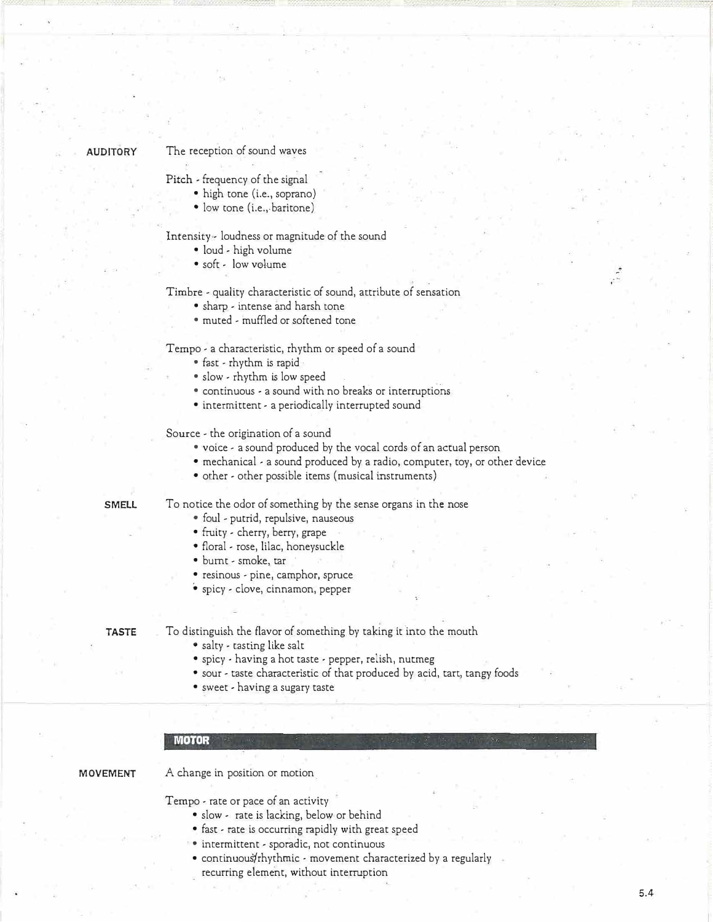**AUDITORY** The reception of sound waves

Pitch - frequency of the signal
- high tone (i.e., soprano)
- low tone (i.e., baritone)

Intensity - loudness or magnitude of the sound
- loud - high volume
- soft - low volume

Timbre - quality characteristic of sound, attribute of sensation
- sharp - intense and harsh tone
- muted - muffled or softened tone

Tempo - a characteristic, rhythm or speed of a sound
- fast - rhythm is rapid
- slow - rhythm is low speed
- continuous - a sound with no breaks or interruptions
- intermittent - a periodically interrupted sound

Source - the origination of a sound
- voice - a sound produced by the vocal cords of an actual person
- mechanical - a sound produced by a radio, computer, toy, or other device
- other - other possible items (musical instruments)

**SMELL** To notice the odor of something by the sense organs in the nose
- foul - putrid, repulsive, nauseous
- fruity - cherry, berry, grape
- floral - rose, lilac, honeysuckle
- burnt - smoke, tar
- resinous - pine, camphor, spruce
- spicy - clove, cinnamon, pepper

**TASTE** To distinguish the flavor of something by taking it into the mouth
- salty - tasting like salt
- spicy - having a hot taste - pepper, relish, nutmeg
- sour - taste characteristic of that produced by acid, tart, tangy foods
- sweet - having a sugary taste

## MOTOR

**MOVEMENT** A change in position or motion

Tempo - rate or pace of an activity
- slow - rate is lacking, below or behind
- fast - rate is occurring rapidly with great speed
- intermittent - sporadic, not continuous
- continuous/rhythmic - movement characterized by a regularly recurring element, without interruption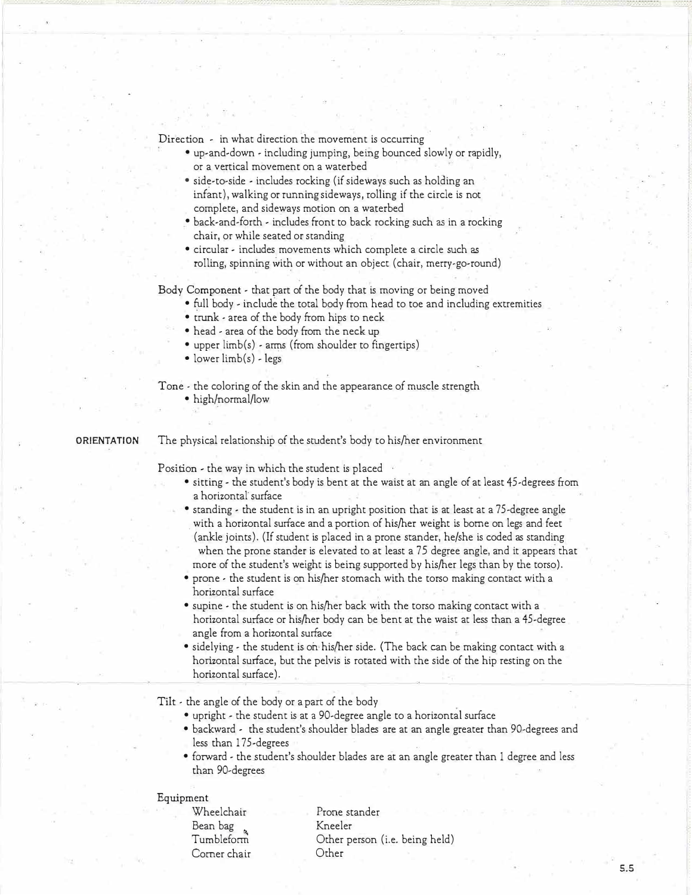Direction - in what direction the movement is occurring

- up-and-down - including jumping, being bounced slowly or rapidly, or a vertical movement on a waterbed
- side-to-side - includes rocking (if sideways such as holding an infant), walking or running sideways, rolling if the circle is not complete, and sideways motion on a waterbed
- back-and-forth - includes front to back rocking such as in a rocking chair, or while seated or standing
- circular - includes movements which complete a circle such as rolling, spinning with or without an object (chair, merry-go-round)

Body Component - that part of the body that is moving or being moved

- full body - include the total body from head to toe and including extremities
- trunk - area of the body from hips to neck
- head - area of the body from the neck up
- upper limb(s) - arms (from shoulder to fingertips)
- lower limb(s) - legs

Tone - the coloring of the skin and the appearance of muscle strength

- high/normal/low

**ORIENTATION** The physical relationship of the student's body to his/her environment

Position - the way in which the student is placed

- sitting - the student's body is bent at the waist at an angle of at least 45-degrees from a horizontal surface
- standing - the student is in an upright position that is at least at a 75-degree angle with a horizontal surface and a portion of his/her weight is borne on legs and feet (ankle joints). (If student is placed in a prone stander, he/she is coded as standing when the prone stander is elevated to at least a 75 degree angle, and it appears that more of the student's weight is being supported by his/her legs than by the torso).
- prone - the student is on his/her stomach with the torso making contact with a horizontal surface
- supine - the student is on his/her back with the torso making contact with a horizontal surface or his/her body can be bent at the waist at less than a 45-degree angle from a horizontal surface
- sidelying - the student is on his/her side. (The back can be making contact with a horizontal surface, but the pelvis is rotated with the side of the hip resting on the horizontal surface).

Tilt - the angle of the body or a part of the body

- upright - the student is at a 90-degree angle to a horizontal surface
- backward - the student's shoulder blades are at an angle greater than 90-degrees and less than 175-degrees
- forward - the student's shoulder blades are at an angle greater than 1 degree and less than 90-degrees

Equipment

| | |
|---|---|
| Wheelchair | Prone stander |
| Bean bag | Kneeler |
| Tumbleform | Other person (i.e. being held) |
| Corner chair | Other |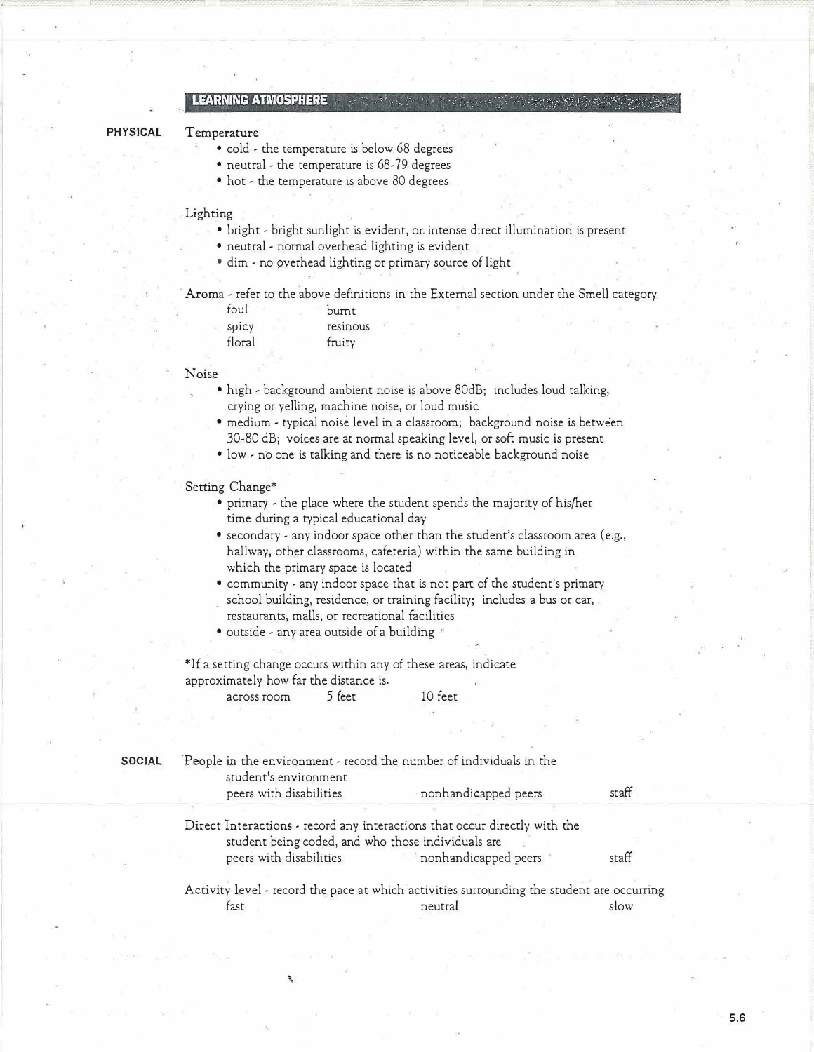## LEARNING ATMOSPHERE

**PHYSICAL**

Temperature

- cold - the temperature is below 68 degrees
- neutral - the temperature is 68-79 degrees
- hot - the temperature is above 80 degrees

Lighting

- bright - bright sunlight is evident, or intense direct illumination is present
- neutral - normal overhead lighting is evident
- dim - no overhead lighting or primary source of light

Aroma - refer to the above definitions in the External section under the Smell category

| | |
|---|---|
| foul | burnt |
| spicy | resinous |
| floral | fruity |

Noise

- high - background ambient noise is above 80dB; includes loud talking, crying or yelling, machine noise, or loud music
- medium - typical noise level in a classroom; background noise is between 30-80 dB; voices are at normal speaking level, or soft music is present
- low - no one is talking and there is no noticeable background noise

Setting Change*

- primary - the place where the student spends the majority of his/her time during a typical educational day
- secondary - any indoor space other than the student's classroom area (e.g., hallway, other classrooms, cafeteria) within the same building in which the primary space is located
- community - any indoor space that is not part of the student's primary school building, residence, or training facility; includes a bus or car, restaurants, malls, or recreational facilities
- outside - any area outside of a building

*If a setting change occurs within any of these areas, indicate approximately how far the distance is.

across room     5 feet     10 feet

**SOCIAL**

People in the environment - record the number of individuals in the student's environment

peers with disabilities     nonhandicapped peers     staff

Direct Interactions - record any interactions that occur directly with the student being coded, and who those individuals are

peers with disabilities     nonhandicapped peers     staff

Activity level - record the pace at which activities surrounding the student are occurring

fast     neutral     slow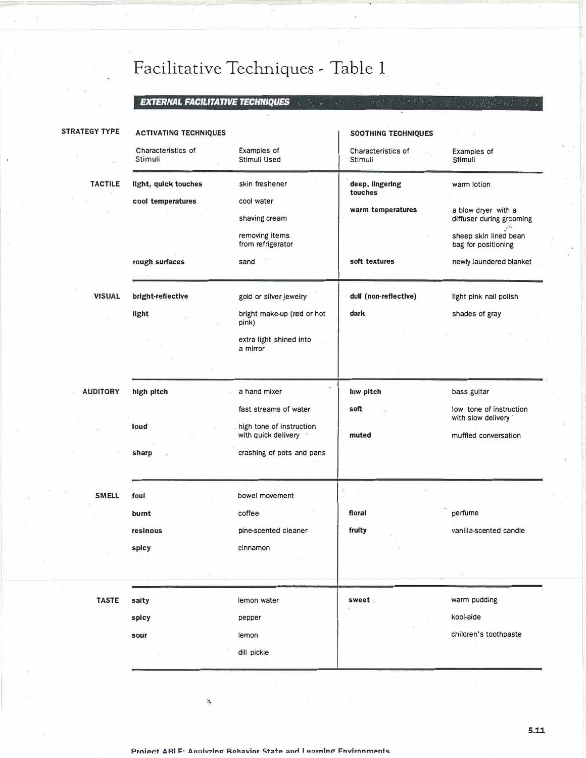# Facilitative Techniques - Table 1

## EXTERNAL FACILITATIVE TECHNIQUES

| STRATEGY TYPE | ACTIVATING TECHNIQUES | | SOOTHING TECHNIQUES | |
|---|---|---|---|---|
| | Characteristics of Stimuli | Examples of Stimuli Used | Characteristics of Stimuli | Examples of Stimuli |
| **TACTILE** | **light, quick touches** | skin freshener | **deep, lingering touches** | warm lotion |
| | **cool temperatures** | cool water | **warm temperatures** | a blow dryer with a diffuser during grooming |
| | | shaving cream | | |
| | | removing items from refrigerator | | sheep skin lined bean bag for positioning |
| | **rough surfaces** | sand | **soft textures** | newly laundered blanket |
| **VISUAL** | **bright-reflective** | gold or silver jewelry | **dull (non-reflective)** | light pink nail polish |
| | **light** | bright make-up (red or hot pink) | **dark** | shades of gray |
| | | extra light shined into a mirror | | |
| **AUDITORY** | **high pitch** | a hand mixer | **low pitch** | bass guitar |
| | | fast streams of water | **soft** | low tone of instruction with slow delivery |
| | **loud** | high tone of instruction with quick delivery | **muted** | muffled conversation |
| | **sharp** | crashing of pots and pans | | |
| **SMELL** | **foul** | bowel movement | | |
| | **burnt** | coffee | **floral** | perfume |
| | **resinous** | pine-scented cleaner | **fruity** | vanilla-scented candle |
| | **spicy** | cinnamon | | |
| **TASTE** | **salty** | lemon water | **sweet** | warm pudding |
| | **spicy** | pepper | | kool-aide |
| | **sour** | lemon | | children's toothpaste |
| | | dill pickle | | |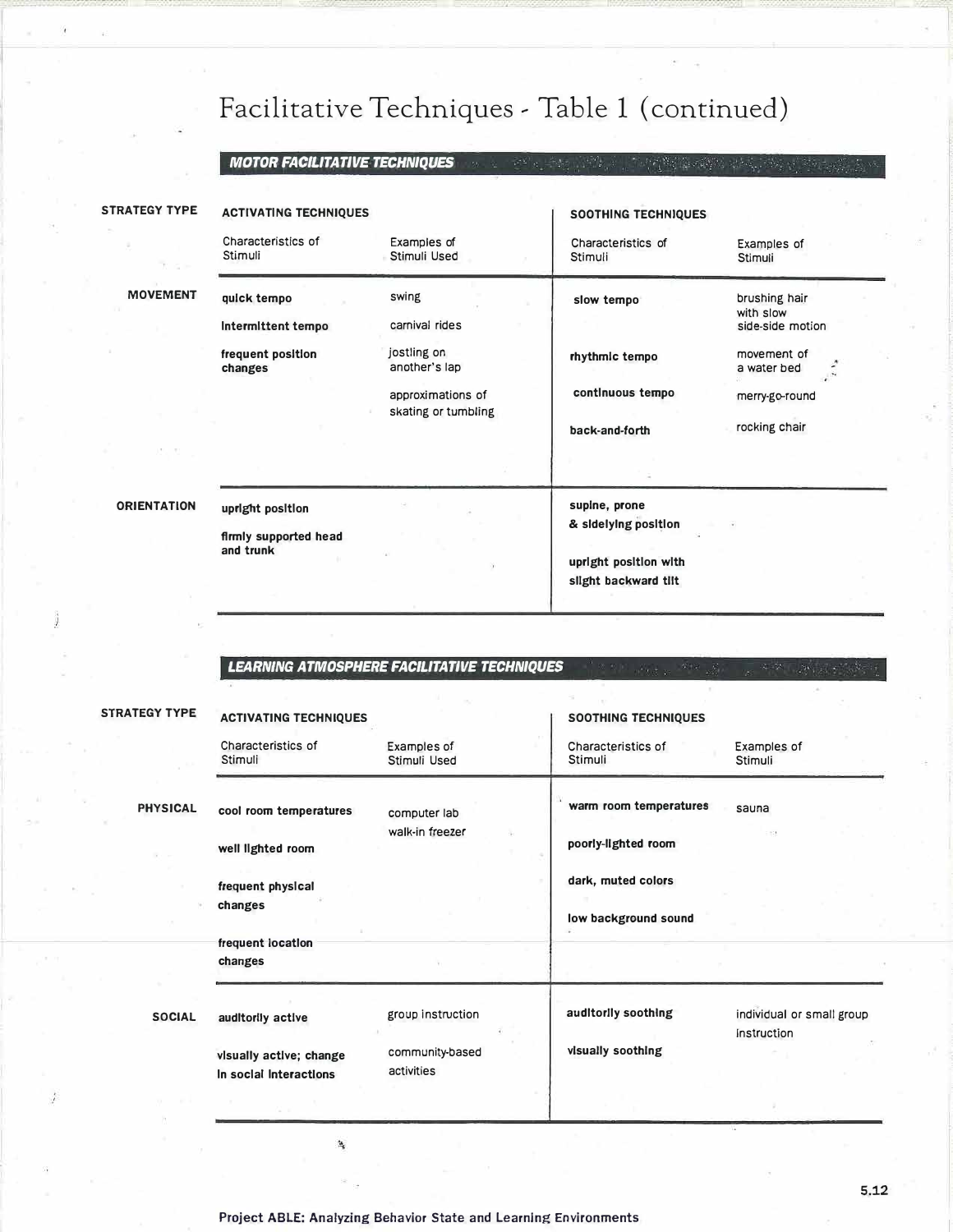# Facilitative Techniques - Table 1 (continued)

## MOTOR FACILITATIVE TECHNIQUES

| STRATEGY TYPE | ACTIVATING TECHNIQUES: Characteristics of Stimuli | ACTIVATING TECHNIQUES: Examples of Stimuli Used | SOOTHING TECHNIQUES: Characteristics of Stimuli | SOOTHING TECHNIQUES: Examples of Stimuli |
|---|---|---|---|---|
| MOVEMENT | **quick tempo** | swing | **slow tempo** | brushing hair with slow side-side motion |
| | **intermittent tempo** | carnival rides | **rhythmic tempo** | movement of a water bed |
| | **frequent position changes** | jostling on another's lap | **continuous tempo** | merry-go-round |
| | | approximations of skating or tumbling | **back-and-forth** | rocking chair |
| ORIENTATION | **upright position** | | **supine, prone & sidelying position** | |
| | **firmly supported head and trunk** | | **upright position with slight backward tilt** | |

## LEARNING ATMOSPHERE FACILITATIVE TECHNIQUES

| STRATEGY TYPE | ACTIVATING TECHNIQUES: Characteristics of Stimuli | ACTIVATING TECHNIQUES: Examples of Stimuli Used | SOOTHING TECHNIQUES: Characteristics of Stimuli | SOOTHING TECHNIQUES: Examples of Stimuli |
|---|---|---|---|---|
| PHYSICAL | **cool room temperatures** | computer lab<br>walk-in freezer | **warm room temperatures** | sauna |
| | **well lighted room** | | **poorly-lighted room** | |
| | **frequent physical changes** | | **dark, muted colors** | |
| | **frequent location changes** | | **low background sound** | |
| SOCIAL | **auditorily active** | group instruction | **auditorily soothing** | individual or small group instruction |
| | **visually active; change in social interactions** | community-based activities | **visually soothing** | |

Project ABLE: Analyzing Behavior State and Learning Environments